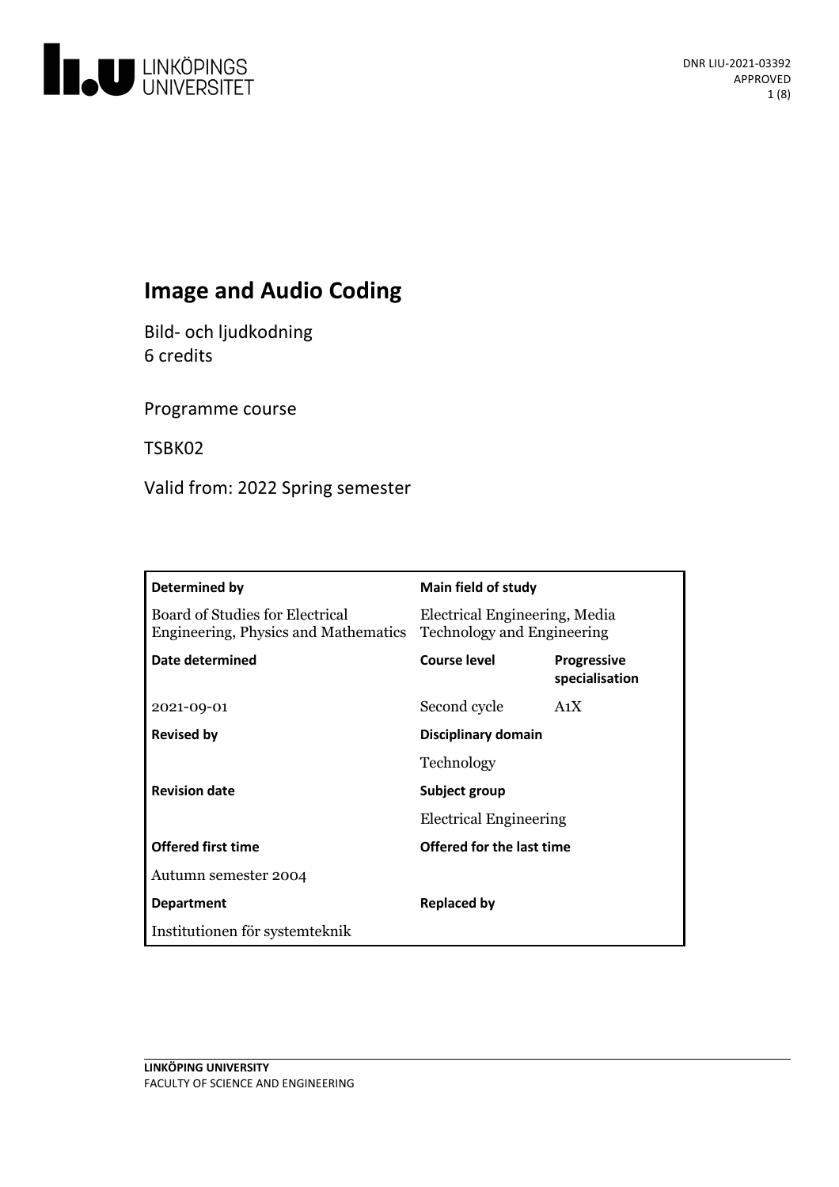DNR LIU-2021-03392
APPROVED

# Image and Audio Coding

Bild- och ljudkodning
6 credits

Programme course

TSBK02

Valid from: 2022 Spring semester

| Determined by | Main field of study | |
|---|---|---|
| Board of Studies for Electrical Engineering, Physics and Mathematics | Electrical Engineering, Media Technology and Engineering | |
| **Date determined** | **Course level** | **Progressive specialisation** |
| 2021-09-01 | Second cycle | A1X |
| **Revised by** | **Disciplinary domain** | |
| | Technology | |
| **Revision date** | **Subject group** | |
| | Electrical Engineering | |
| **Offered first time** | **Offered for the last time** | |
| Autumn semester 2004 | | |
| **Department** | **Replaced by** | |
| Institutionen för systemteknik | | |

LINKÖPING UNIVERSITY
FACULTY OF SCIENCE AND ENGINEERING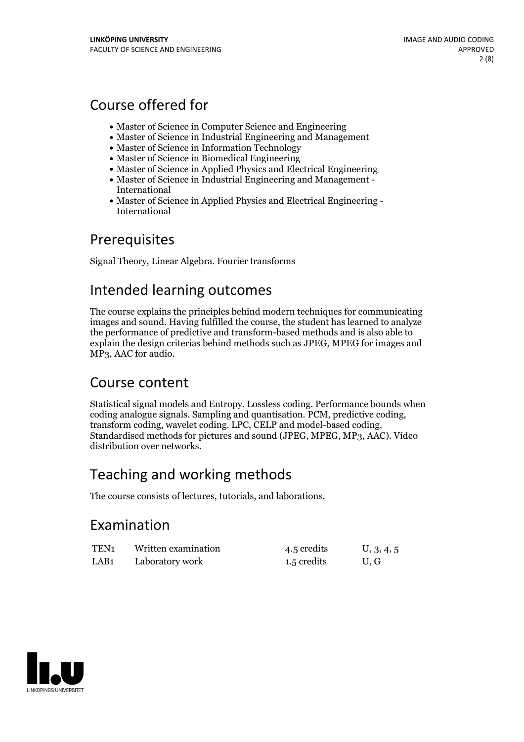## Course offered for

- Master of Science in Computer Science and Engineering
- Master of Science in Industrial Engineering and Management
- Master of Science in Information Technology
- Master of Science in Biomedical Engineering
- Master of Science in Applied Physics and Electrical Engineering
- Master of Science in Industrial Engineering and Management - International
- Master of Science in Applied Physics and Electrical Engineering - International

## Prerequisites

Signal Theory, Linear Algebra. Fourier transforms

## Intended learning outcomes

The course explains the principles behind modern techniques for communicating images and sound. Having fulfilled the course, the student has learned to analyze the performance of predictive and transform-based methods and is also able to explain the design criterias behind methods such as JPEG, MPEG for images and MP3, AAC for audio.

## Course content

Statistical signal models and Entropy. Lossless coding. Performance bounds when coding analogue signals. Sampling and quantisation. PCM, predictive coding, transform coding, wavelet coding. LPC, CELP and model-based coding. Standardised methods for pictures and sound (JPEG, MPEG, MP3, AAC). Video distribution over networks.

## Teaching and working methods

The course consists of lectures, tutorials, and laborations.

## Examination

| | | | |
|---|---|---|---|
| TEN1 | Written examination | 4.5 credits | U, 3, 4, 5 |
| LAB1 | Laboratory work | 1.5 credits | U, G |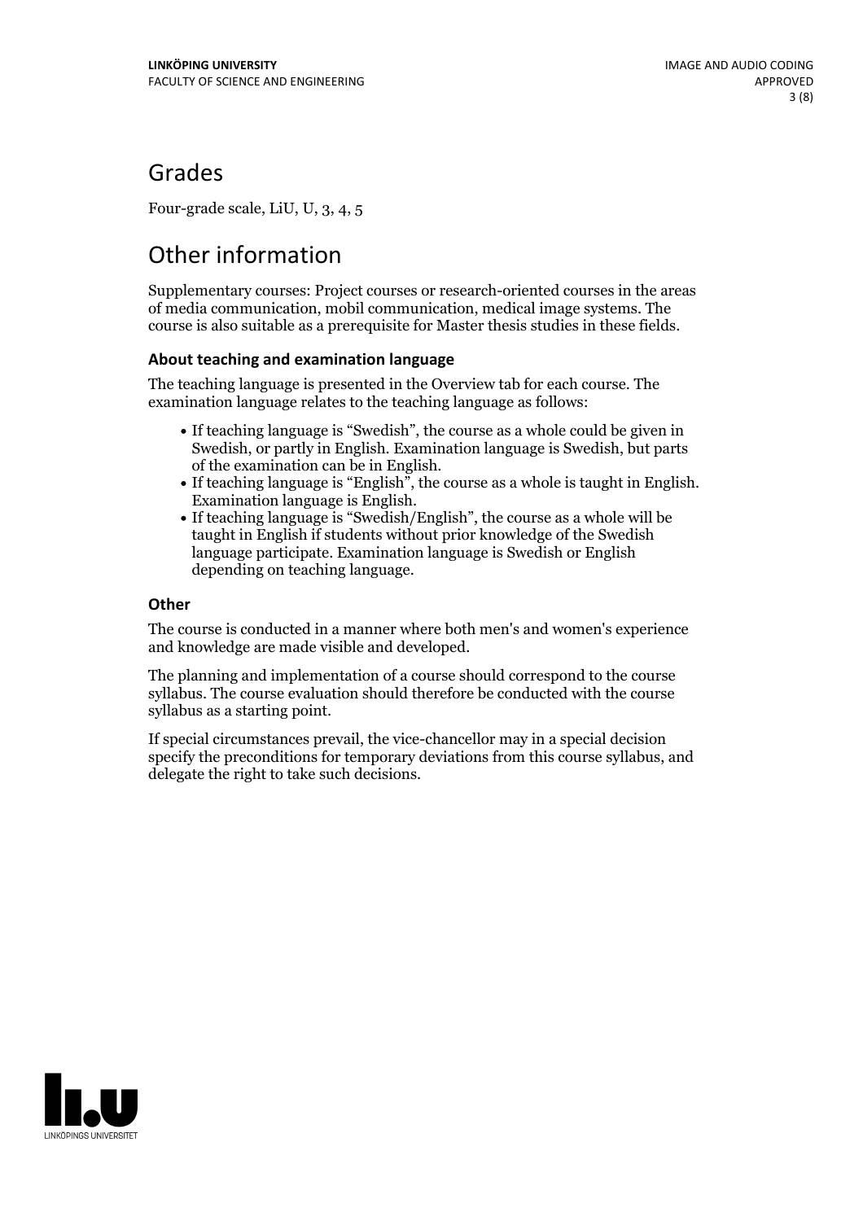## Grades

Four-grade scale, LiU, U, 3, 4, 5

## Other information

Supplementary courses: Project courses or research-oriented courses in the areas of media communication, mobil communication, medical image systems. The course is also suitable as a prerequisite for Master thesis studies in these fields.

### About teaching and examination language

The teaching language is presented in the Overview tab for each course. The examination language relates to the teaching language as follows:

- If teaching language is "Swedish", the course as a whole could be given in Swedish, or partly in English. Examination language is Swedish, but parts of the examination can be in English.
- If teaching language is "English", the course as a whole is taught in English. Examination language is English.
- If teaching language is "Swedish/English", the course as a whole will be taught in English if students without prior knowledge of the Swedish language participate. Examination language is Swedish or English depending on teaching language.

### Other

The course is conducted in a manner where both men's and women's experience and knowledge are made visible and developed.

The planning and implementation of a course should correspond to the course syllabus. The course evaluation should therefore be conducted with the course syllabus as a starting point.

If special circumstances prevail, the vice-chancellor may in a special decision specify the preconditions for temporary deviations from this course syllabus, and delegate the right to take such decisions.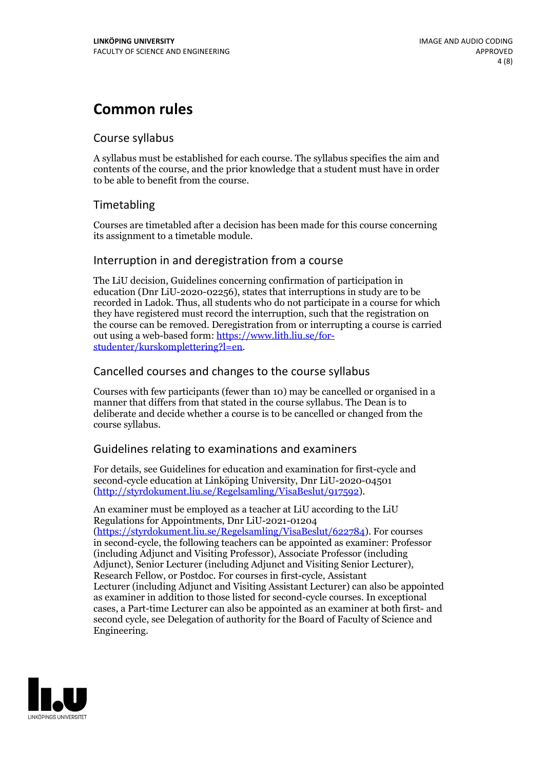# Common rules

## Course syllabus

A syllabus must be established for each course. The syllabus specifies the aim and contents of the course, and the prior knowledge that a student must have in order to be able to benefit from the course.

## Timetabling

Courses are timetabled after a decision has been made for this course concerning its assignment to a timetable module.

## Interruption in and deregistration from a course

The LiU decision, Guidelines concerning confirmation of participation in education (Dnr LiU-2020-02256), states that interruptions in study are to be recorded in Ladok. Thus, all students who do not participate in a course for which they have registered must record the interruption, such that the registration on the course can be removed. Deregistration from or interrupting a course is carried out using a web-based form: [https://www.lith.liu.se/for-studenter/kurskomplettering?l=en](https://www.lith.liu.se/for-studenter/kurskomplettering?l=en).

## Cancelled courses and changes to the course syllabus

Courses with few participants (fewer than 10) may be cancelled or organised in a manner that differs from that stated in the course syllabus. The Dean is to deliberate and decide whether a course is to be cancelled or changed from the course syllabus.

## Guidelines relating to examinations and examiners

For details, see Guidelines for education and examination for first-cycle and second-cycle education at Linköping University, Dnr LiU-2020-04501 ([http://styrdokument.liu.se/Regelsamling/VisaBeslut/917592](http://styrdokument.liu.se/Regelsamling/VisaBeslut/917592)).

An examiner must be employed as a teacher at LiU according to the LiU Regulations for Appointments, Dnr LiU-2021-01204 ([https://styrdokument.liu.se/Regelsamling/VisaBeslut/622784](https://styrdokument.liu.se/Regelsamling/VisaBeslut/622784)). For courses in second-cycle, the following teachers can be appointed as examiner: Professor (including Adjunct and Visiting Professor), Associate Professor (including Adjunct), Senior Lecturer (including Adjunct and Visiting Senior Lecturer), Research Fellow, or Postdoc. For courses in first-cycle, Assistant Lecturer (including Adjunct and Visiting Assistant Lecturer) can also be appointed as examiner in addition to those listed for second-cycle courses. In exceptional cases, a Part-time Lecturer can also be appointed as an examiner at both first- and second cycle, see Delegation of authority for the Board of Faculty of Science and Engineering.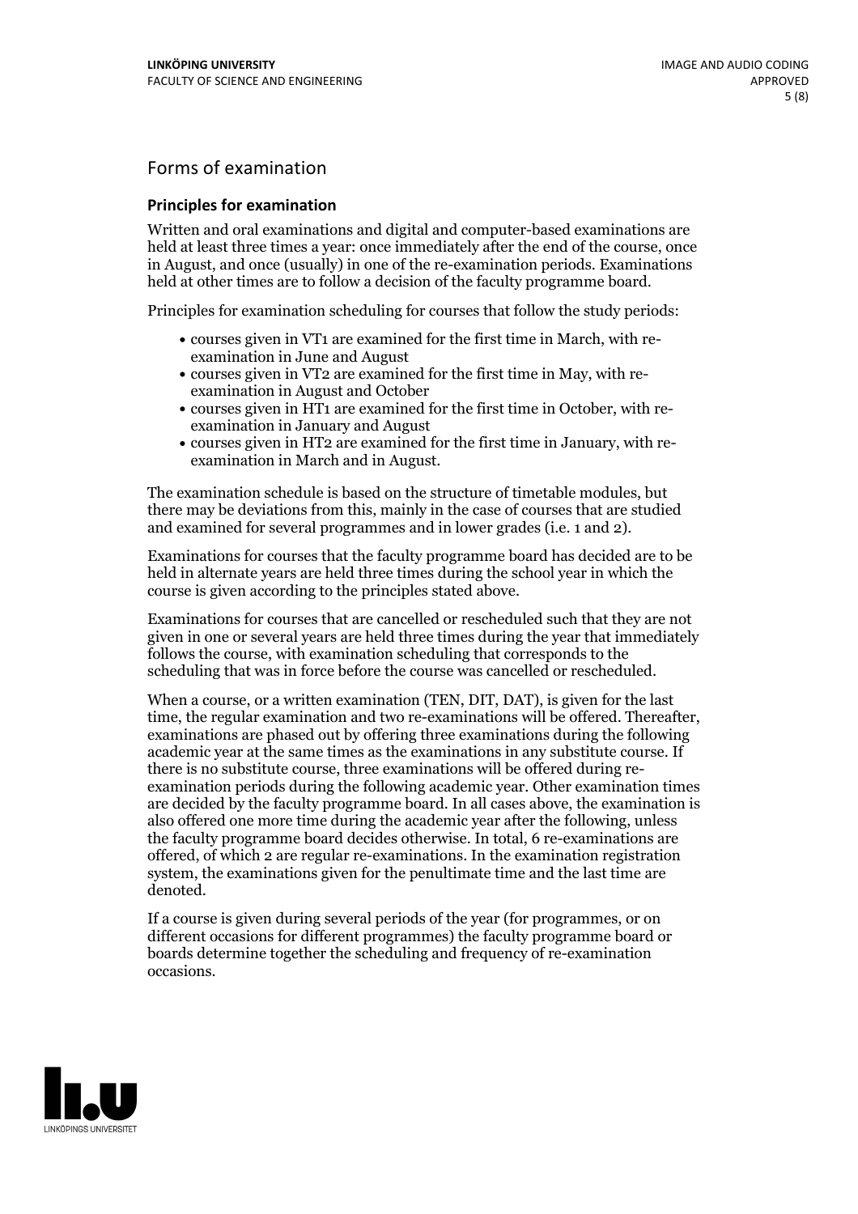## Forms of examination

### Principles for examination

Written and oral examinations and digital and computer-based examinations are held at least three times a year: once immediately after the end of the course, once in August, and once (usually) in one of the re-examination periods. Examinations held at other times are to follow a decision of the faculty programme board.

Principles for examination scheduling for courses that follow the study periods:

- courses given in VT1 are examined for the first time in March, with re-examination in June and August
- courses given in VT2 are examined for the first time in May, with re-examination in August and October
- courses given in HT1 are examined for the first time in October, with re-examination in January and August
- courses given in HT2 are examined for the first time in January, with re-examination in March and in August.

The examination schedule is based on the structure of timetable modules, but there may be deviations from this, mainly in the case of courses that are studied and examined for several programmes and in lower grades (i.e. 1 and 2).

Examinations for courses that the faculty programme board has decided are to be held in alternate years are held three times during the school year in which the course is given according to the principles stated above.

Examinations for courses that are cancelled or rescheduled such that they are not given in one or several years are held three times during the year that immediately follows the course, with examination scheduling that corresponds to the scheduling that was in force before the course was cancelled or rescheduled.

When a course, or a written examination (TEN, DIT, DAT), is given for the last time, the regular examination and two re-examinations will be offered. Thereafter, examinations are phased out by offering three examinations during the following academic year at the same times as the examinations in any substitute course. If there is no substitute course, three examinations will be offered during re-examination periods during the following academic year. Other examination times are decided by the faculty programme board. In all cases above, the examination is also offered one more time during the academic year after the following, unless the faculty programme board decides otherwise. In total, 6 re-examinations are offered, of which 2 are regular re-examinations. In the examination registration system, the examinations given for the penultimate time and the last time are denoted.

If a course is given during several periods of the year (for programmes, or on different occasions for different programmes) the faculty programme board or boards determine together the scheduling and frequency of re-examination occasions.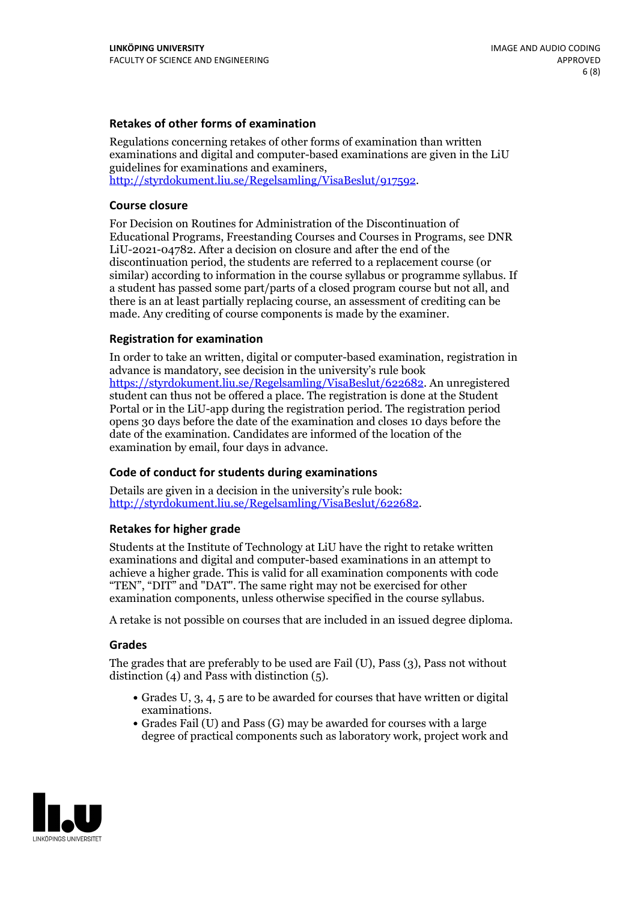### Retakes of other forms of examination

Regulations concerning retakes of other forms of examination than written examinations and digital and computer-based examinations are given in the LiU guidelines for examinations and examiners, http://styrdokument.liu.se/Regelsamling/VisaBeslut/917592.

### Course closure

For Decision on Routines for Administration of the Discontinuation of Educational Programs, Freestanding Courses and Courses in Programs, see DNR LiU-2021-04782. After a decision on closure and after the end of the discontinuation period, the students are referred to a replacement course (or similar) according to information in the course syllabus or programme syllabus. If a student has passed some part/parts of a closed program course but not all, and there is an at least partially replacing course, an assessment of crediting can be made. Any crediting of course components is made by the examiner.

### Registration for examination

In order to take an written, digital or computer-based examination, registration in advance is mandatory, see decision in the university's rule book https://styrdokument.liu.se/Regelsamling/VisaBeslut/622682. An unregistered student can thus not be offered a place. The registration is done at the Student Portal or in the LiU-app during the registration period. The registration period opens 30 days before the date of the examination and closes 10 days before the date of the examination. Candidates are informed of the location of the examination by email, four days in advance.

### Code of conduct for students during examinations

Details are given in a decision in the university's rule book: http://styrdokument.liu.se/Regelsamling/VisaBeslut/622682.

### Retakes for higher grade

Students at the Institute of Technology at LiU have the right to retake written examinations and digital and computer-based examinations in an attempt to achieve a higher grade. This is valid for all examination components with code "TEN", "DIT" and "DAT". The same right may not be exercised for other examination components, unless otherwise specified in the course syllabus.

A retake is not possible on courses that are included in an issued degree diploma.

### Grades

The grades that are preferably to be used are Fail (U), Pass (3), Pass not without distinction (4) and Pass with distinction (5).

- Grades U, 3, 4, 5 are to be awarded for courses that have written or digital examinations.
- Grades Fail (U) and Pass (G) may be awarded for courses with a large degree of practical components such as laboratory work, project work and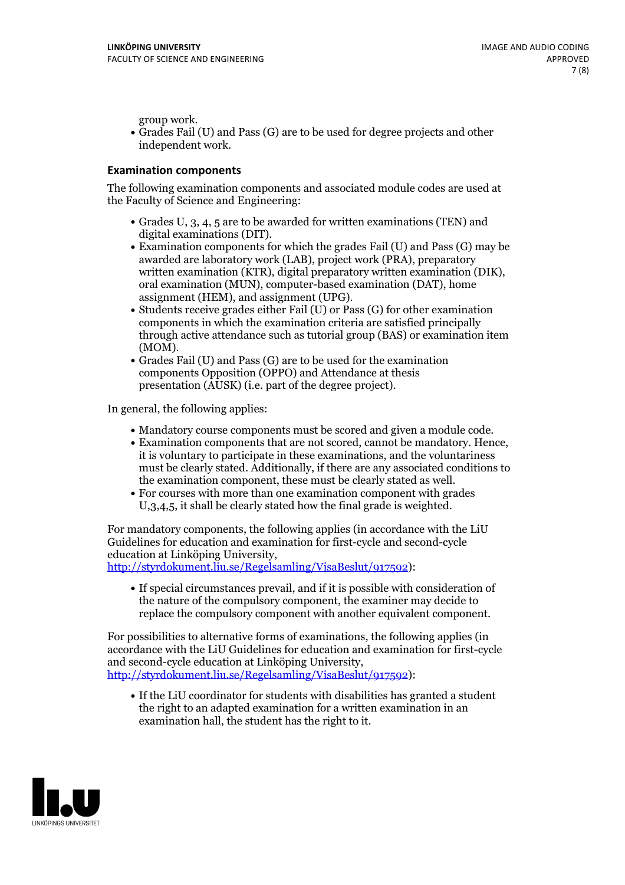group work.
- Grades Fail (U) and Pass (G) are to be used for degree projects and other independent work.

### Examination components

The following examination components and associated module codes are used at the Faculty of Science and Engineering:

- Grades U, 3, 4, 5 are to be awarded for written examinations (TEN) and digital examinations (DIT).
- Examination components for which the grades Fail (U) and Pass (G) may be awarded are laboratory work (LAB), project work (PRA), preparatory written examination (KTR), digital preparatory written examination (DIK), oral examination (MUN), computer-based examination (DAT), home assignment (HEM), and assignment (UPG).
- Students receive grades either Fail (U) or Pass (G) for other examination components in which the examination criteria are satisfied principally through active attendance such as tutorial group (BAS) or examination item (MOM).
- Grades Fail (U) and Pass (G) are to be used for the examination components Opposition (OPPO) and Attendance at thesis presentation (AUSK) (i.e. part of the degree project).

In general, the following applies:

- Mandatory course components must be scored and given a module code.
- Examination components that are not scored, cannot be mandatory. Hence, it is voluntary to participate in these examinations, and the voluntariness must be clearly stated. Additionally, if there are any associated conditions to the examination component, these must be clearly stated as well.
- For courses with more than one examination component with grades U,3,4,5, it shall be clearly stated how the final grade is weighted.

For mandatory components, the following applies (in accordance with the LiU Guidelines for education and examination for first-cycle and second-cycle education at Linköping University, http://styrdokument.liu.se/Regelsamling/VisaBeslut/917592):

- If special circumstances prevail, and if it is possible with consideration of the nature of the compulsory component, the examiner may decide to replace the compulsory component with another equivalent component.

For possibilities to alternative forms of examinations, the following applies (in accordance with the LiU Guidelines for education and examination for first-cycle and second-cycle education at Linköping University, http://styrdokument.liu.se/Regelsamling/VisaBeslut/917592):

- If the LiU coordinator for students with disabilities has granted a student the right to an adapted examination for a written examination in an examination hall, the student has the right to it.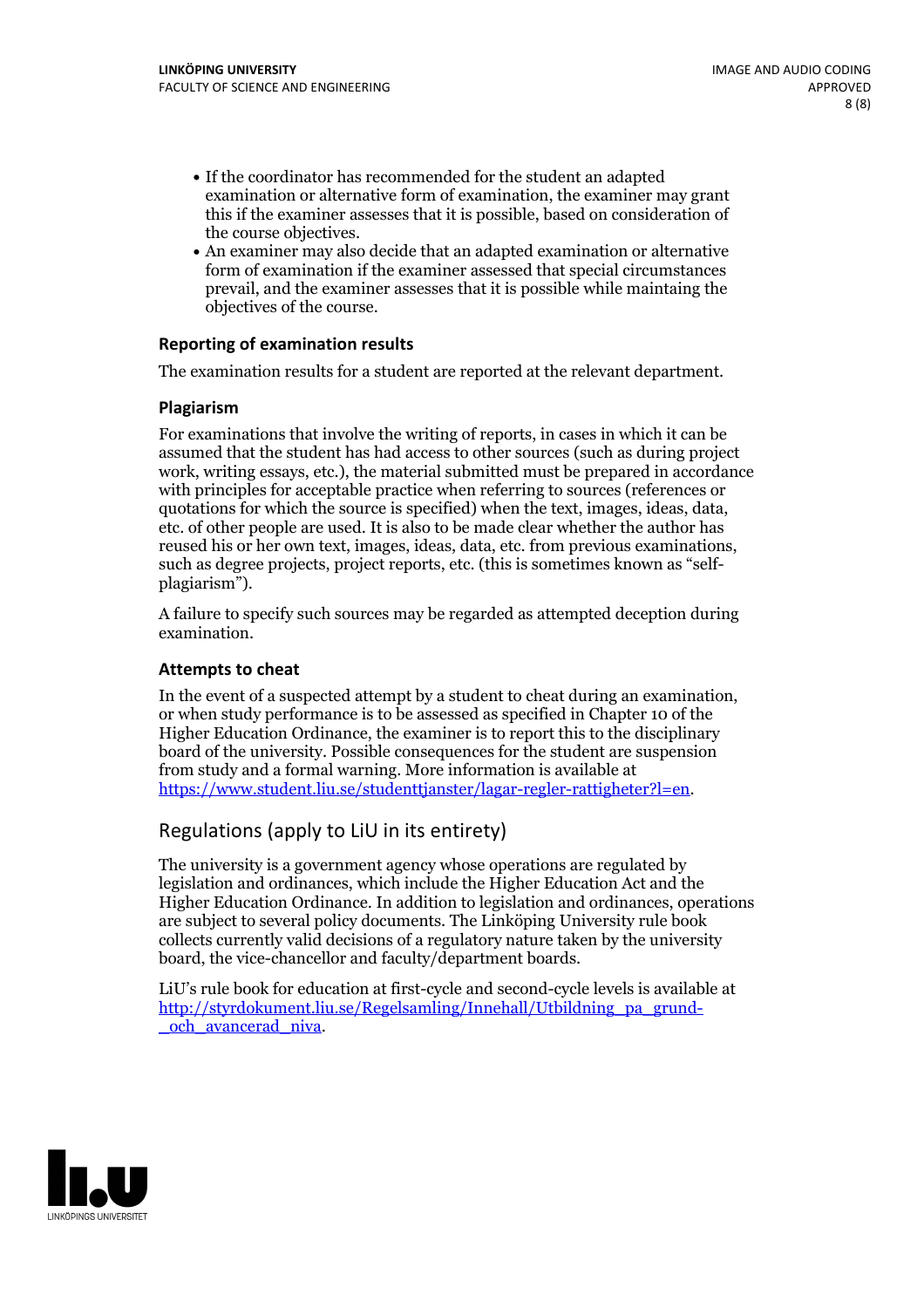- If the coordinator has recommended for the student an adapted examination or alternative form of examination, the examiner may grant this if the examiner assesses that it is possible, based on consideration of the course objectives.
- An examiner may also decide that an adapted examination or alternative form of examination if the examiner assessed that special circumstances prevail, and the examiner assesses that it is possible while maintaing the objectives of the course.

### Reporting of examination results

The examination results for a student are reported at the relevant department.

### Plagiarism

For examinations that involve the writing of reports, in cases in which it can be assumed that the student has had access to other sources (such as during project work, writing essays, etc.), the material submitted must be prepared in accordance with principles for acceptable practice when referring to sources (references or quotations for which the source is specified) when the text, images, ideas, data, etc. of other people are used. It is also to be made clear whether the author has reused his or her own text, images, ideas, data, etc. from previous examinations, such as degree projects, project reports, etc. (this is sometimes known as "self-plagiarism").

A failure to specify such sources may be regarded as attempted deception during examination.

### Attempts to cheat

In the event of a suspected attempt by a student to cheat during an examination, or when study performance is to be assessed as specified in Chapter 10 of the Higher Education Ordinance, the examiner is to report this to the disciplinary board of the university. Possible consequences for the student are suspension from study and a formal warning. More information is available at https://www.student.liu.se/studenttjanster/lagar-regler-rattigheter?l=en.

## Regulations (apply to LiU in its entirety)

The university is a government agency whose operations are regulated by legislation and ordinances, which include the Higher Education Act and the Higher Education Ordinance. In addition to legislation and ordinances, operations are subject to several policy documents. The Linköping University rule book collects currently valid decisions of a regulatory nature taken by the university board, the vice-chancellor and faculty/department boards.

LiU's rule book for education at first-cycle and second-cycle levels is available at http://styrdokument.liu.se/Regelsamling/Innehall/Utbildning_pa_grund-_och_avancerad_niva.